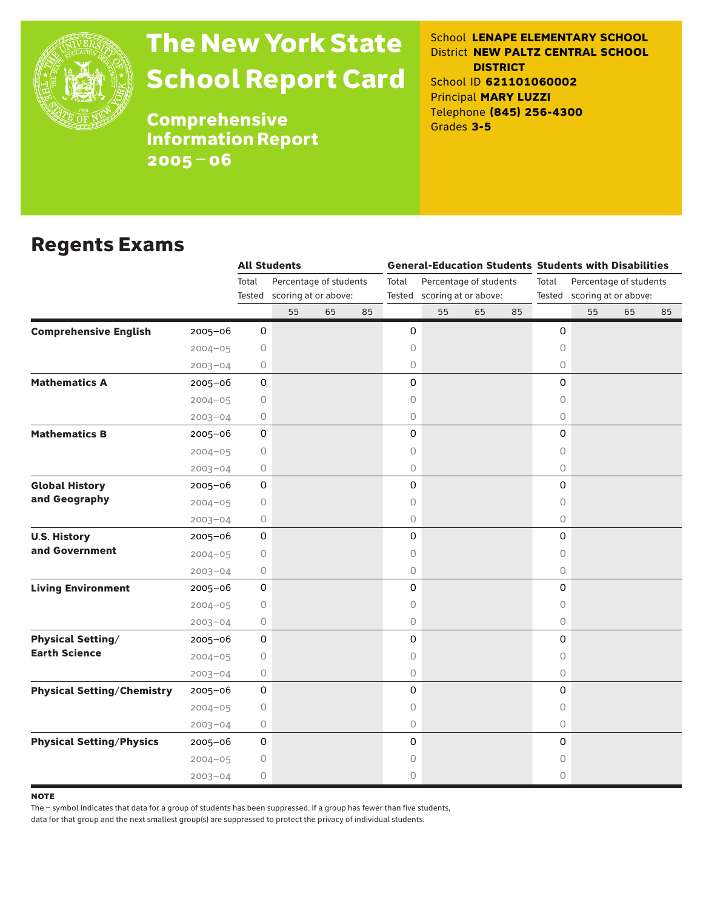# The New York State School Report Card

**Comprehensive Information Report 2005 – 06**

School **LENAPE ELEMENTARY SCHOOL**
District **NEW PALTZ CENTRAL SCHOOL DISTRICT**
School ID **621101060002**
Principal **MARY LUZZI**
Telephone **(845) 256-4300**
Grades **3-5**

## Regents Exams

| | | All Students | | | | General-Education Students | | | | Students with Disabilities | | | |
|---|---|---|---|---|---|---|---|---|---|---|---|---|---|
| | | Total Tested | Percentage of students scoring at or above: | | | Total Tested | Percentage of students scoring at or above: | | | Total Tested | Percentage of students scoring at or above: | | |
| | | | 55 | 65 | 85 | | 55 | 65 | 85 | | 55 | 65 | 85 |
| **Comprehensive English** | 2005–06 | 0 | | | | 0 | | | | 0 | | | |
| | 2004–05 | 0 | | | | 0 | | | | 0 | | | |
| | 2003–04 | 0 | | | | 0 | | | | 0 | | | |
| **Mathematics A** | 2005–06 | 0 | | | | 0 | | | | 0 | | | |
| | 2004–05 | 0 | | | | 0 | | | | 0 | | | |
| | 2003–04 | 0 | | | | 0 | | | | 0 | | | |
| **Mathematics B** | 2005–06 | 0 | | | | 0 | | | | 0 | | | |
| | 2004–05 | 0 | | | | 0 | | | | 0 | | | |
| | 2003–04 | 0 | | | | 0 | | | | 0 | | | |
| **Global History and Geography** | 2005–06 | 0 | | | | 0 | | | | 0 | | | |
| | 2004–05 | 0 | | | | 0 | | | | 0 | | | |
| | 2003–04 | 0 | | | | 0 | | | | 0 | | | |
| **U.S. History and Government** | 2005–06 | 0 | | | | 0 | | | | 0 | | | |
| | 2004–05 | 0 | | | | 0 | | | | 0 | | | |
| | 2003–04 | 0 | | | | 0 | | | | 0 | | | |
| **Living Environment** | 2005–06 | 0 | | | | 0 | | | | 0 | | | |
| | 2004–05 | 0 | | | | 0 | | | | 0 | | | |
| | 2003–04 | 0 | | | | 0 | | | | 0 | | | |
| **Physical Setting/ Earth Science** | 2005–06 | 0 | | | | 0 | | | | 0 | | | |
| | 2004–05 | 0 | | | | 0 | | | | 0 | | | |
| | 2003–04 | 0 | | | | 0 | | | | 0 | | | |
| **Physical Setting/Chemistry** | 2005–06 | 0 | | | | 0 | | | | 0 | | | |
| | 2004–05 | 0 | | | | 0 | | | | 0 | | | |
| | 2003–04 | 0 | | | | 0 | | | | 0 | | | |
| **Physical Setting/Physics** | 2005–06 | 0 | | | | 0 | | | | 0 | | | |
| | 2004–05 | 0 | | | | 0 | | | | 0 | | | |
| | 2003–04 | 0 | | | | 0 | | | | 0 | | | |

**NOTE**

The – symbol indicates that data for a group of students has been suppressed. If a group has fewer than five students, data for that group and the next smallest group(s) are suppressed to protect the privacy of individual students.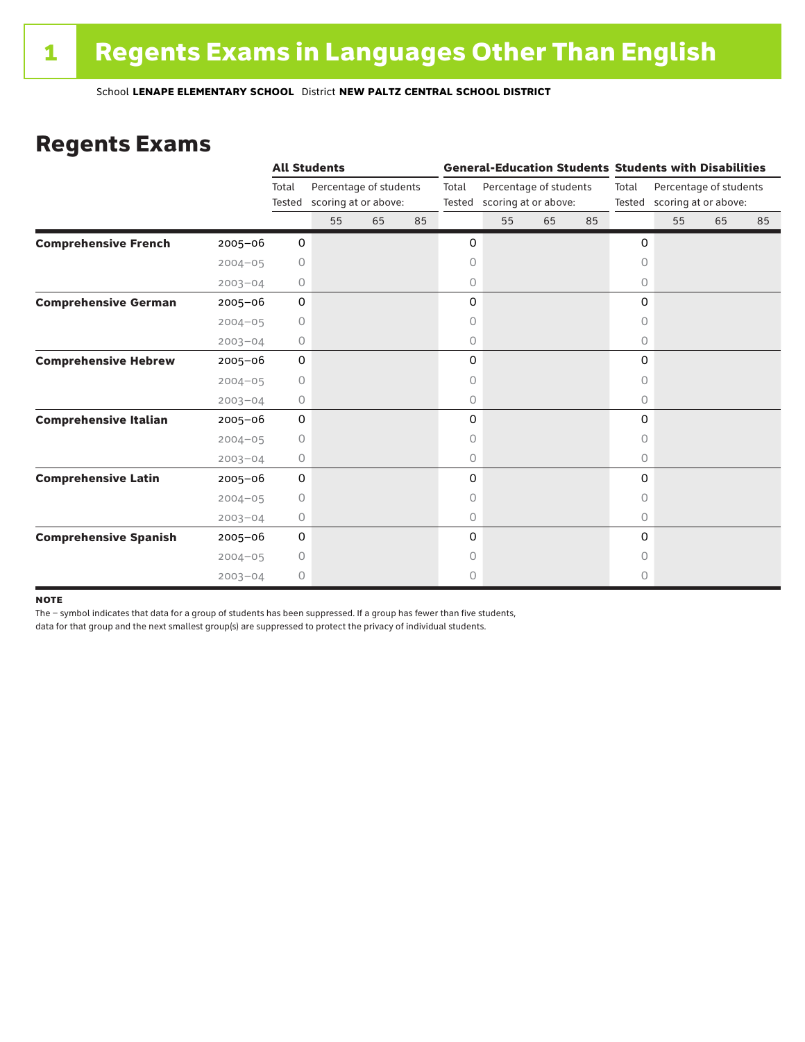# 1 Regents Exams in Languages Other Than English

School **LENAPE ELEMENTARY SCHOOL** District **NEW PALTZ CENTRAL SCHOOL DISTRICT**

## Regents Exams

| | | All Students | | | | General-Education Students | | | | Students with Disabilities | | | |
|---|---|---|---|---|---|---|---|---|---|---|---|---|---|
| | | Total Tested | Percentage of students scoring at or above: | | | Total Tested | Percentage of students scoring at or above: | | | Total Tested | Percentage of students scoring at or above: | | |
| | | | 55 | 65 | 85 | | 55 | 65 | 85 | | 55 | 65 | 85 |
| **Comprehensive French** | 2005–06 | 0 | | | | 0 | | | | 0 | | | |
| | 2004–05 | 0 | | | | 0 | | | | 0 | | | |
| | 2003–04 | 0 | | | | 0 | | | | 0 | | | |
| **Comprehensive German** | 2005–06 | 0 | | | | 0 | | | | 0 | | | |
| | 2004–05 | 0 | | | | 0 | | | | 0 | | | |
| | 2003–04 | 0 | | | | 0 | | | | 0 | | | |
| **Comprehensive Hebrew** | 2005–06 | 0 | | | | 0 | | | | 0 | | | |
| | 2004–05 | 0 | | | | 0 | | | | 0 | | | |
| | 2003–04 | 0 | | | | 0 | | | | 0 | | | |
| **Comprehensive Italian** | 2005–06 | 0 | | | | 0 | | | | 0 | | | |
| | 2004–05 | 0 | | | | 0 | | | | 0 | | | |
| | 2003–04 | 0 | | | | 0 | | | | 0 | | | |
| **Comprehensive Latin** | 2005–06 | 0 | | | | 0 | | | | 0 | | | |
| | 2004–05 | 0 | | | | 0 | | | | 0 | | | |
| | 2003–04 | 0 | | | | 0 | | | | 0 | | | |
| **Comprehensive Spanish** | 2005–06 | 0 | | | | 0 | | | | 0 | | | |
| | 2004–05 | 0 | | | | 0 | | | | 0 | | | |
| | 2003–04 | 0 | | | | 0 | | | | 0 | | | |

**NOTE**

The – symbol indicates that data for a group of students has been suppressed. If a group has fewer than five students, data for that group and the next smallest group(s) are suppressed to protect the privacy of individual students.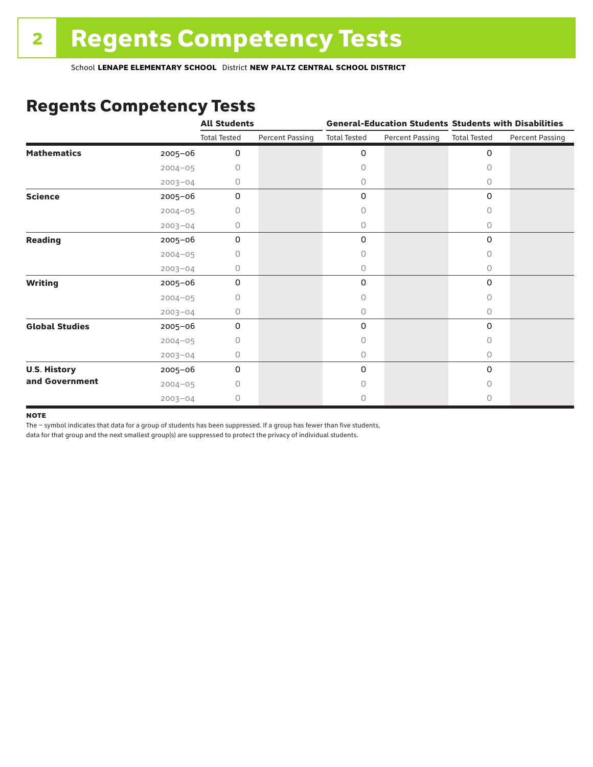# 2 Regents Competency Tests

School **LENAPE ELEMENTARY SCHOOL** District **NEW PALTZ CENTRAL SCHOOL DISTRICT**

## Regents Competency Tests

| | | All Students | | General-Education Students | | Students with Disabilities | |
|---|---|---|---|---|---|---|---|
| | | Total Tested | Percent Passing | Total Tested | Percent Passing | Total Tested | Percent Passing |
| **Mathematics** | 2005–06 | 0 | | 0 | | 0 | |
| | 2004–05 | 0 | | 0 | | 0 | |
| | 2003–04 | 0 | | 0 | | 0 | |
| **Science** | 2005–06 | 0 | | 0 | | 0 | |
| | 2004–05 | 0 | | 0 | | 0 | |
| | 2003–04 | 0 | | 0 | | 0 | |
| **Reading** | 2005–06 | 0 | | 0 | | 0 | |
| | 2004–05 | 0 | | 0 | | 0 | |
| | 2003–04 | 0 | | 0 | | 0 | |
| **Writing** | 2005–06 | 0 | | 0 | | 0 | |
| | 2004–05 | 0 | | 0 | | 0 | |
| | 2003–04 | 0 | | 0 | | 0 | |
| **Global Studies** | 2005–06 | 0 | | 0 | | 0 | |
| | 2004–05 | 0 | | 0 | | 0 | |
| | 2003–04 | 0 | | 0 | | 0 | |
| **U.S. History and Government** | 2005–06 | 0 | | 0 | | 0 | |
| | 2004–05 | 0 | | 0 | | 0 | |
| | 2003–04 | 0 | | 0 | | 0 | |

**NOTE**

The – symbol indicates that data for a group of students has been suppressed. If a group has fewer than five students, data for that group and the next smallest group(s) are suppressed to protect the privacy of individual students.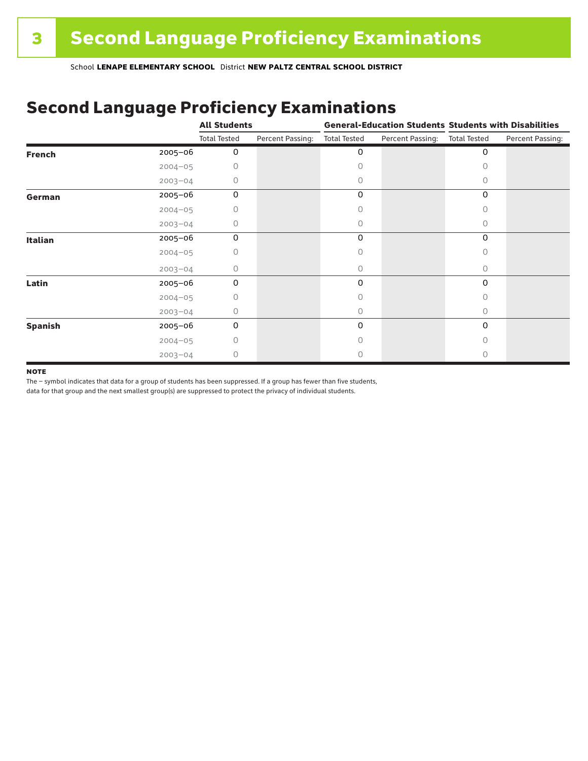# 3 Second Language Proficiency Examinations

School **LENAPE ELEMENTARY SCHOOL** District **NEW PALTZ CENTRAL SCHOOL DISTRICT**

## Second Language Proficiency Examinations

| | | All Students | | General-Education Students | | Students with Disabilities | |
|---|---|---|---|---|---|---|---|
| | | Total Tested | Percent Passing: | Total Tested | Percent Passing: | Total Tested | Percent Passing: |
| **French** | 2005–06 | 0 | | 0 | | 0 | |
| | 2004–05 | 0 | | 0 | | 0 | |
| | 2003–04 | 0 | | 0 | | 0 | |
| **German** | 2005–06 | 0 | | 0 | | 0 | |
| | 2004–05 | 0 | | 0 | | 0 | |
| | 2003–04 | 0 | | 0 | | 0 | |
| **Italian** | 2005–06 | 0 | | 0 | | 0 | |
| | 2004–05 | 0 | | 0 | | 0 | |
| | 2003–04 | 0 | | 0 | | 0 | |
| **Latin** | 2005–06 | 0 | | 0 | | 0 | |
| | 2004–05 | 0 | | 0 | | 0 | |
| | 2003–04 | 0 | | 0 | | 0 | |
| **Spanish** | 2005–06 | 0 | | 0 | | 0 | |
| | 2004–05 | 0 | | 0 | | 0 | |
| | 2003–04 | 0 | | 0 | | 0 | |

**NOTE**

The – symbol indicates that data for a group of students has been suppressed. If a group has fewer than five students, data for that group and the next smallest group(s) are suppressed to protect the privacy of individual students.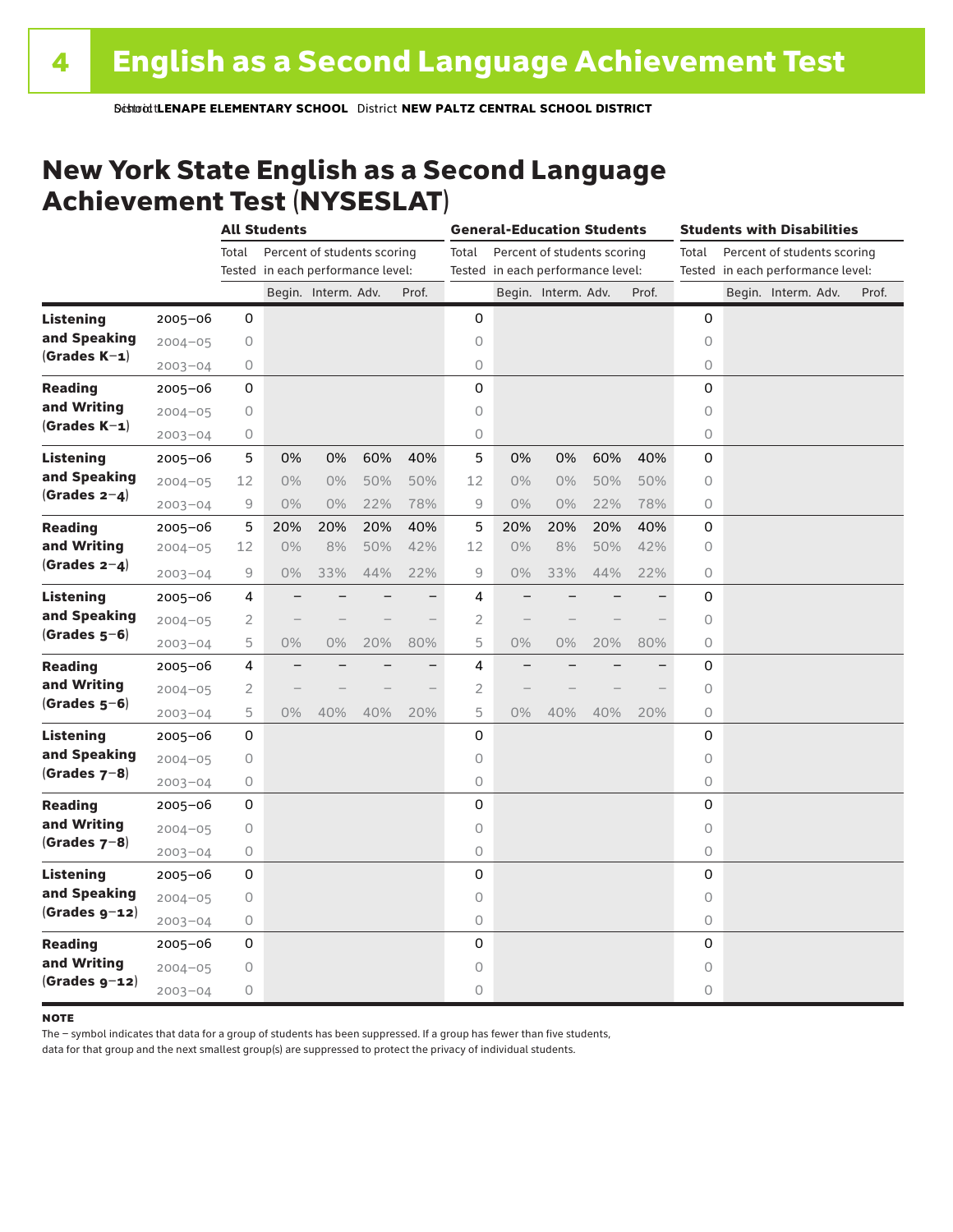# English as a Second Language Achievement Test

School **LENAPE ELEMENTARY SCHOOL** District **NEW PALTZ CENTRAL SCHOOL DISTRICT**

## New York State English as a Second Language Achievement Test (NYSESLAT)

| | | All Students | | | | | General-Education Students | | | | | Students with Disabilities | | | | |
|---|---|---|---|---|---|---|---|---|---|---|---|---|---|---|---|---|
| | | Total Tested | Percent of students scoring in each performance level: | | | | Total Tested | Percent of students scoring in each performance level: | | | | Total Tested | Percent of students scoring in each performance level: | | | |
| | | | Begin. | Interm. | Adv. | Prof. | | Begin. | Interm. | Adv. | Prof. | | Begin. | Interm. | Adv. | Prof. |
| **Listening and Speaking (Grades K–1)** | 2005–06 | 0 | | | | | 0 | | | | | 0 | | | | |
| | 2004–05 | 0 | | | | | 0 | | | | | 0 | | | | |
| | 2003–04 | 0 | | | | | 0 | | | | | 0 | | | | |
| **Reading and Writing (Grades K–1)** | 2005–06 | 0 | | | | | 0 | | | | | 0 | | | | |
| | 2004–05 | 0 | | | | | 0 | | | | | 0 | | | | |
| | 2003–04 | 0 | | | | | 0 | | | | | 0 | | | | |
| **Listening and Speaking (Grades 2–4)** | 2005–06 | 5 | 0% | 0% | 60% | 40% | 5 | 0% | 0% | 60% | 40% | 0 | | | | |
| | 2004–05 | 12 | 0% | 0% | 50% | 50% | 12 | 0% | 0% | 50% | 50% | 0 | | | | |
| | 2003–04 | 9 | 0% | 0% | 22% | 78% | 9 | 0% | 0% | 22% | 78% | 0 | | | | |
| **Reading and Writing (Grades 2–4)** | 2005–06 | 5 | 20% | 20% | 20% | 40% | 5 | 20% | 20% | 20% | 40% | 0 | | | | |
| | 2004–05 | 12 | 0% | 8% | 50% | 42% | 12 | 0% | 8% | 50% | 42% | 0 | | | | |
| | 2003–04 | 9 | 0% | 33% | 44% | 22% | 9 | 0% | 33% | 44% | 22% | 0 | | | | |
| **Listening and Speaking (Grades 5–6)** | 2005–06 | 4 | – | – | – | – | 4 | – | – | – | – | 0 | | | | |
| | 2004–05 | 2 | – | – | – | – | 2 | – | – | – | – | 0 | | | | |
| | 2003–04 | 5 | 0% | 0% | 20% | 80% | 5 | 0% | 0% | 20% | 80% | 0 | | | | |
| **Reading and Writing (Grades 5–6)** | 2005–06 | 4 | – | – | – | – | 4 | – | – | – | – | 0 | | | | |
| | 2004–05 | 2 | – | – | – | – | 2 | – | – | – | – | 0 | | | | |
| | 2003–04 | 5 | 0% | 40% | 40% | 20% | 5 | 0% | 40% | 40% | 20% | 0 | | | | |
| **Listening and Speaking (Grades 7–8)** | 2005–06 | 0 | | | | | 0 | | | | | 0 | | | | |
| | 2004–05 | 0 | | | | | 0 | | | | | 0 | | | | |
| | 2003–04 | 0 | | | | | 0 | | | | | 0 | | | | |
| **Reading and Writing (Grades 7–8)** | 2005–06 | 0 | | | | | 0 | | | | | 0 | | | | |
| | 2004–05 | 0 | | | | | 0 | | | | | 0 | | | | |
| | 2003–04 | 0 | | | | | 0 | | | | | 0 | | | | |
| **Listening and Speaking (Grades 9–12)** | 2005–06 | 0 | | | | | 0 | | | | | 0 | | | | |
| | 2004–05 | 0 | | | | | 0 | | | | | 0 | | | | |
| | 2003–04 | 0 | | | | | 0 | | | | | 0 | | | | |
| **Reading and Writing (Grades 9–12)** | 2005–06 | 0 | | | | | 0 | | | | | 0 | | | | |
| | 2004–05 | 0 | | | | | 0 | | | | | 0 | | | | |
| | 2003–04 | 0 | | | | | 0 | | | | | 0 | | | | |

**NOTE**

The – symbol indicates that data for a group of students has been suppressed. If a group has fewer than five students, data for that group and the next smallest group(s) are suppressed to protect the privacy of individual students.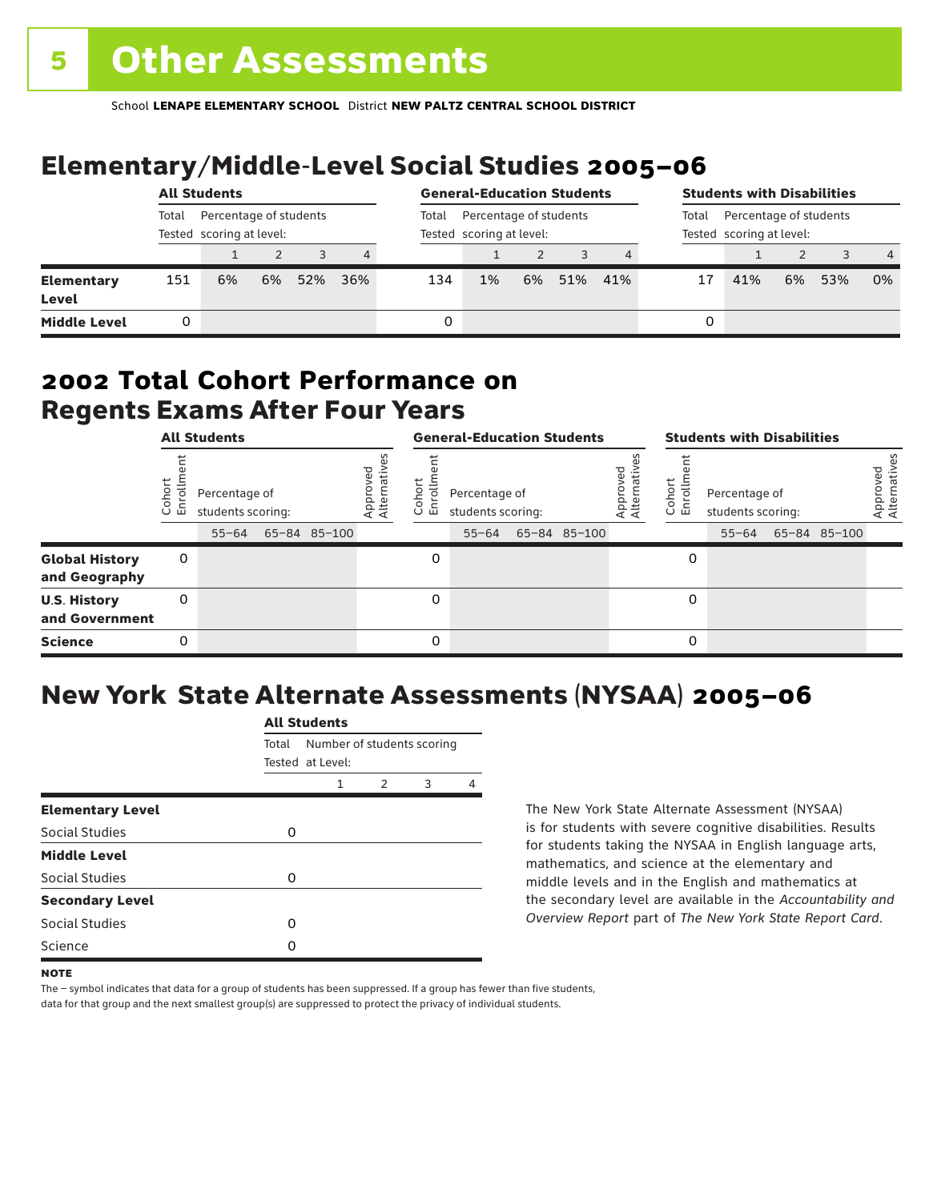# 5 Other Assessments

School **LENAPE ELEMENTARY SCHOOL** District **NEW PALTZ CENTRAL SCHOOL DISTRICT**

## Elementary/Middle-Level Social Studies 2005–06

| | All Students | | | | | General-Education Students | | | | | Students with Disabilities | | | | |
|---|---|---|---|---|---|---|---|---|---|---|---|---|---|---|---|
| | Total Tested | Percentage of students scoring at level: | | | | Total Tested | Percentage of students scoring at level: | | | | Total Tested | Percentage of students scoring at level: | | | |
| | | 1 | 2 | 3 | 4 | | 1 | 2 | 3 | 4 | | 1 | 2 | 3 | 4 |
| **Elementary Level** | 151 | 6% | 6% | 52% | 36% | 134 | 1% | 6% | 51% | 41% | 17 | 41% | 6% | 53% | 0% |
| **Middle Level** | 0 | | | | | 0 | | | | | 0 | | | | |

## 2002 Total Cohort Performance on Regents Exams After Four Years

| | All Students | | | | | General-Education Students | | | | | Students with Disabilities | | | | |
|---|---|---|---|---|---|---|---|---|---|---|---|---|---|---|---|
| | Cohort Enrollment | Percentage of students scoring: | | | Approved Alternatives | Cohort Enrollment | Percentage of students scoring: | | | Approved Alternatives | Cohort Enrollment | Percentage of students scoring: | | | Approved Alternatives |
| | | 55–64 | 65–84 | 85–100 | | | 55–64 | 65–84 | 85–100 | | | 55–64 | 65–84 | 85–100 | |
| **Global History and Geography** | 0 | | | | | 0 | | | | | 0 | | | | |
| **U.S. History and Government** | 0 | | | | | 0 | | | | | 0 | | | | |
| **Science** | 0 | | | | | 0 | | | | | 0 | | | | |

## New York State Alternate Assessments (NYSAA) 2005–06

| | All Students | | | | |
|---|---|---|---|---|---|
| | Total Tested | Number of students scoring at Level: | | | |
| | | 1 | 2 | 3 | 4 |
| **Elementary Level** | | | | | |
| Social Studies | 0 | | | | |
| **Middle Level** | | | | | |
| Social Studies | 0 | | | | |
| **Secondary Level** | | | | | |
| Social Studies | 0 | | | | |
| Science | 0 | | | | |

The New York State Alternate Assessment (NYSAA) is for students with severe cognitive disabilities. Results for students taking the NYSAA in English language arts, mathematics, and science at the elementary and middle levels and in the English and mathematics at the secondary level are available in the *Accountability and Overview Report* part of *The New York State Report Card*.

**NOTE**

The – symbol indicates that data for a group of students has been suppressed. If a group has fewer than five students, data for that group and the next smallest group(s) are suppressed to protect the privacy of individual students.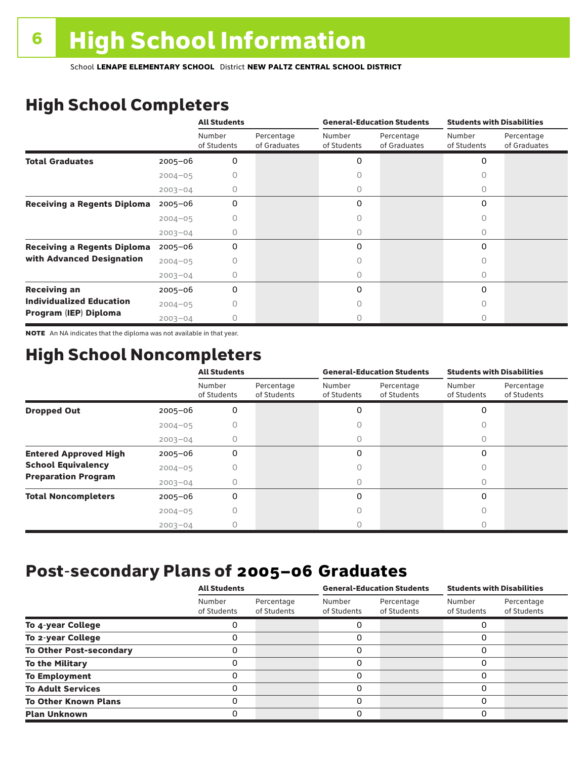# 6 High School Information

School **LENAPE ELEMENTARY SCHOOL** District **NEW PALTZ CENTRAL SCHOOL DISTRICT**

## High School Completers

| | | All Students | | General-Education Students | | Students with Disabilities | |
|---|---|---|---|---|---|---|---|
| | | Number of Students | Percentage of Graduates | Number of Students | Percentage of Graduates | Number of Students | Percentage of Graduates |
| **Total Graduates** | 2005–06 | 0 | | 0 | | 0 | |
| | 2004–05 | 0 | | 0 | | 0 | |
| | 2003–04 | 0 | | 0 | | 0 | |
| **Receiving a Regents Diploma** | 2005–06 | 0 | | 0 | | 0 | |
| | 2004–05 | 0 | | 0 | | 0 | |
| | 2003–04 | 0 | | 0 | | 0 | |
| **Receiving a Regents Diploma with Advanced Designation** | 2005–06 | 0 | | 0 | | 0 | |
| | 2004–05 | 0 | | 0 | | 0 | |
| | 2003–04 | 0 | | 0 | | 0 | |
| **Receiving an Individualized Education Program (IEP) Diploma** | 2005–06 | 0 | | 0 | | 0 | |
| | 2004–05 | 0 | | 0 | | 0 | |
| | 2003–04 | 0 | | 0 | | 0 | |

**NOTE** An NA indicates that the diploma was not available in that year.

## High School Noncompleters

| | | All Students | | General-Education Students | | Students with Disabilities | |
|---|---|---|---|---|---|---|---|
| | | Number of Students | Percentage of Students | Number of Students | Percentage of Students | Number of Students | Percentage of Students |
| **Dropped Out** | 2005–06 | 0 | | 0 | | 0 | |
| | 2004–05 | 0 | | 0 | | 0 | |
| | 2003–04 | 0 | | 0 | | 0 | |
| **Entered Approved High School Equivalency Preparation Program** | 2005–06 | 0 | | 0 | | 0 | |
| | 2004–05 | 0 | | 0 | | 0 | |
| | 2003–04 | 0 | | 0 | | 0 | |
| **Total Noncompleters** | 2005–06 | 0 | | 0 | | 0 | |
| | 2004–05 | 0 | | 0 | | 0 | |
| | 2003–04 | 0 | | 0 | | 0 | |

## Post-secondary Plans of 2005–06 Graduates

| | All Students | | General-Education Students | | Students with Disabilities | |
|---|---|---|---|---|---|---|
| | Number of Students | Percentage of Students | Number of Students | Percentage of Students | Number of Students | Percentage of Students |
| **To 4-year College** | 0 | | 0 | | 0 | |
| **To 2-year College** | 0 | | 0 | | 0 | |
| **To Other Post-secondary** | 0 | | 0 | | 0 | |
| **To the Military** | 0 | | 0 | | 0 | |
| **To Employment** | 0 | | 0 | | 0 | |
| **To Adult Services** | 0 | | 0 | | 0 | |
| **To Other Known Plans** | 0 | | 0 | | 0 | |
| **Plan Unknown** | 0 | | 0 | | 0 | |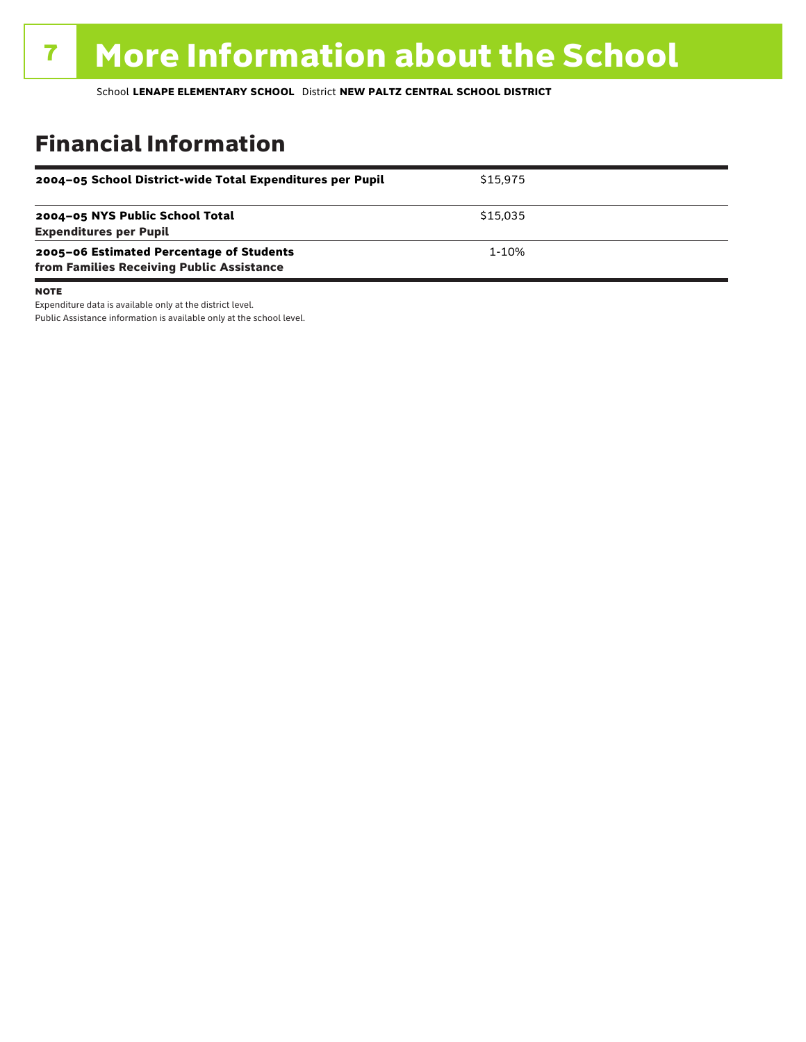# 7 More Information about the School

School **LENAPE ELEMENTARY SCHOOL** District **NEW PALTZ CENTRAL SCHOOL DISTRICT**

## Financial Information

| | |
|---|---|
| **2004–05 School District-wide Total Expenditures per Pupil** | $15,975 |
| **2004–05 NYS Public School Total Expenditures per Pupil** | $15,035 |
| **2005–06 Estimated Percentage of Students from Families Receiving Public Assistance** | 1-10% |

**NOTE**

Expenditure data is available only at the district level.

Public Assistance information is available only at the school level.